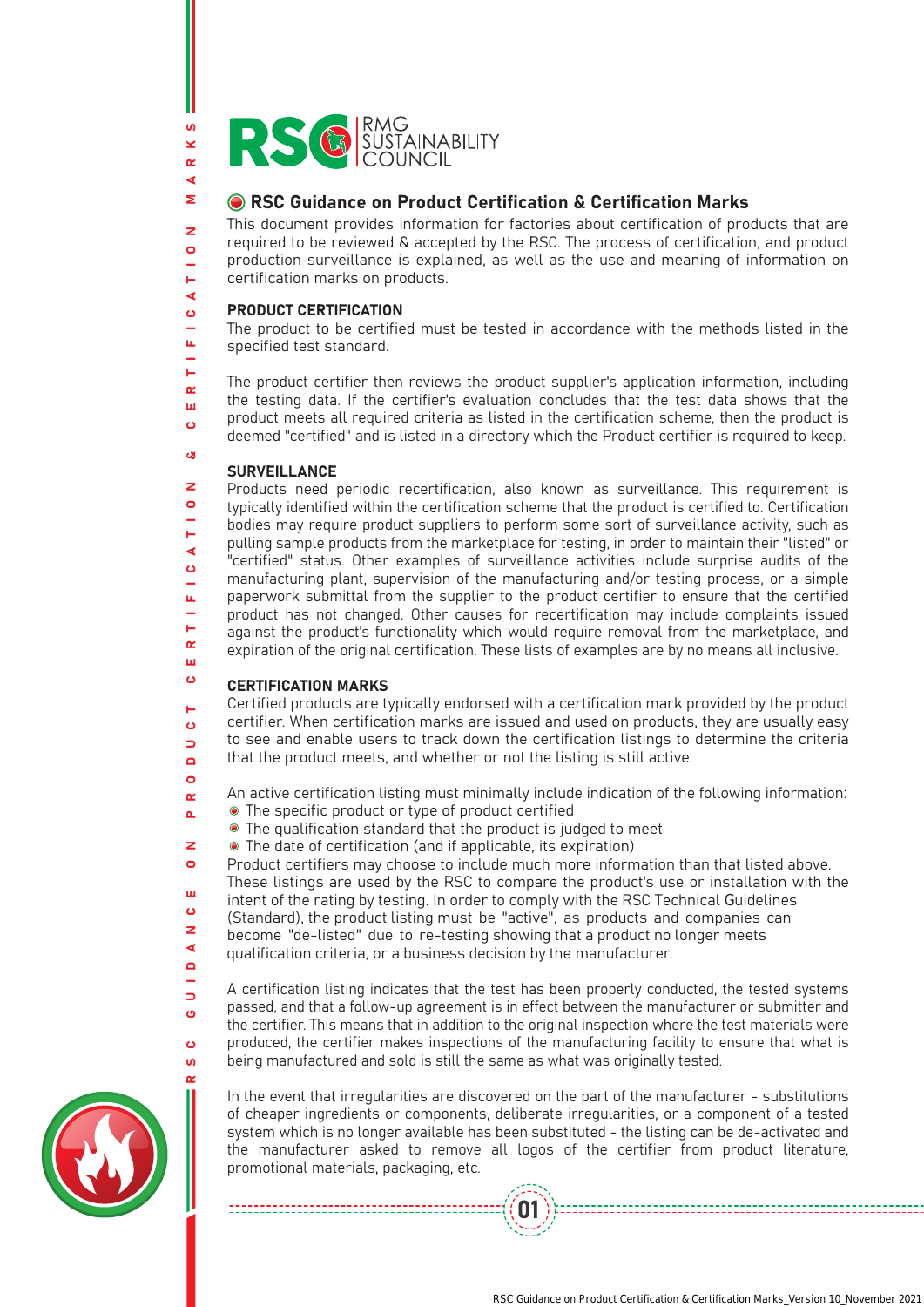RSC RMG SUSTAINABILITY COUNCIL

# RSC Guidance on Product Certification & Certification Marks

This document provides information for factories about certification of products that are required to be reviewed & accepted by the RSC. The process of certification, and product production surveillance is explained, as well as the use and meaning of information on certification marks on products.

## PRODUCT CERTIFICATION

The product to be certified must be tested in accordance with the methods listed in the specified test standard.

The product certifier then reviews the product supplier's application information, including the testing data. If the certifier's evaluation concludes that the test data shows that the product meets all required criteria as listed in the certification scheme, then the product is deemed "certified" and is listed in a directory which the Product certifier is required to keep.

## SURVEILLANCE

Products need periodic recertification, also known as surveillance. This requirement is typically identified within the certification scheme that the product is certified to. Certification bodies may require product suppliers to perform some sort of surveillance activity, such as pulling sample products from the marketplace for testing, in order to maintain their "listed" or "certified" status. Other examples of surveillance activities include surprise audits of the manufacturing plant, supervision of the manufacturing and/or testing process, or a simple paperwork submittal from the supplier to the product certifier to ensure that the certified product has not changed. Other causes for recertification may include complaints issued against the product's functionality which would require removal from the marketplace, and expiration of the original certification. These lists of examples are by no means all inclusive.

## CERTIFICATION MARKS

Certified products are typically endorsed with a certification mark provided by the product certifier. When certification marks are issued and used on products, they are usually easy to see and enable users to track down the certification listings to determine the criteria that the product meets, and whether or not the listing is still active.

An active certification listing must minimally include indication of the following information:

- The specific product or type of product certified
- The qualification standard that the product is judged to meet
- The date of certification (and if applicable, its expiration)

Product certifiers may choose to include much more information than that listed above. These listings are used by the RSC to compare the product's use or installation with the intent of the rating by testing. In order to comply with the RSC Technical Guidelines (Standard), the product listing must be "active", as products and companies can become "de-listed" due to re-testing showing that a product no longer meets qualification criteria, or a business decision by the manufacturer.

A certification listing indicates that the test has been properly conducted, the tested systems passed, and that a follow-up agreement is in effect between the manufacturer or submitter and the certifier. This means that in addition to the original inspection where the test materials were produced, the certifier makes inspections of the manufacturing facility to ensure that what is being manufactured and sold is still the same as what was originally tested.

In the event that irregularities are discovered on the part of the manufacturer - substitutions of cheaper ingredients or components, deliberate irregularities, or a component of a tested system which is no longer available has been substituted - the listing can be de-activated and the manufacturer asked to remove all logos of the certifier from product literature, promotional materials, packaging, etc.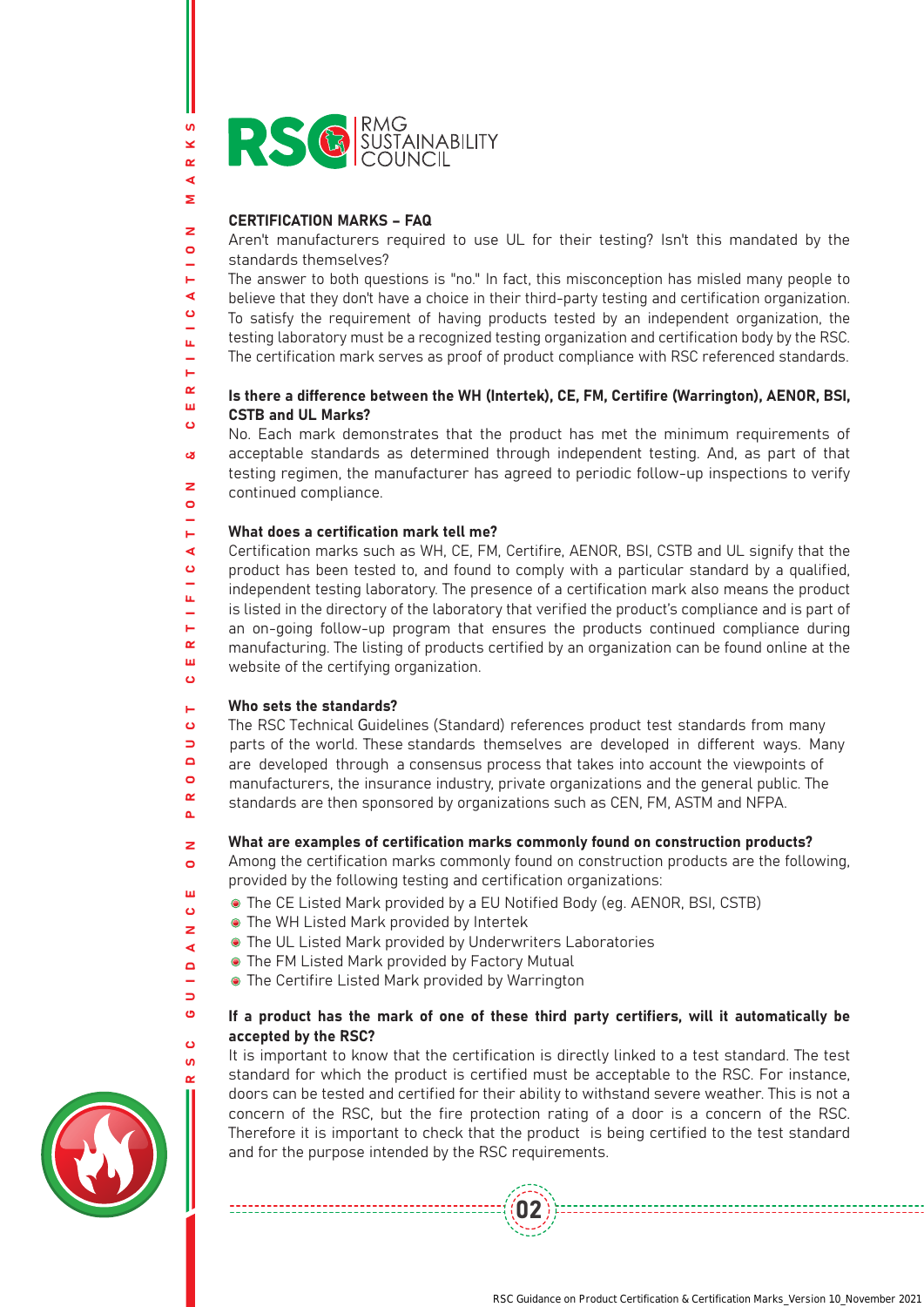## CERTIFICATION MARKS – FAQ

**Aren't manufacturers required to use UL for their testing? Isn't this mandated by the standards themselves?**

The answer to both questions is "no." In fact, this misconception has misled many people to believe that they don't have a choice in their third-party testing and certification organization. To satisfy the requirement of having products tested by an independent organization, the testing laboratory must be a recognized testing organization and certification body by the RSC. The certification mark serves as proof of product compliance with RSC referenced standards.

**Is there a difference between the WH (Intertek), CE, FM, Certifire (Warrington), AENOR, BSI, CSTB and UL Marks?**

No. Each mark demonstrates that the product has met the minimum requirements of acceptable standards as determined through independent testing. And, as part of that testing regimen, the manufacturer has agreed to periodic follow-up inspections to verify continued compliance.

**What does a certification mark tell me?**

Certification marks such as WH, CE, FM, Certifire, AENOR, BSI, CSTB and UL signify that the product has been tested to, and found to comply with a particular standard by a qualified, independent testing laboratory. The presence of a certification mark also means the product is listed in the directory of the laboratory that verified the product's compliance and is part of an on-going follow-up program that ensures the products continued compliance during manufacturing. The listing of products certified by an organization can be found online at the website of the certifying organization.

**Who sets the standards?**

The RSC Technical Guidelines (Standard) references product test standards from many parts of the world. These standards themselves are developed in different ways. Many are developed through a consensus process that takes into account the viewpoints of manufacturers, the insurance industry, private organizations and the general public. The standards are then sponsored by organizations such as CEN, FM, ASTM and NFPA.

**What are examples of certification marks commonly found on construction products?**

Among the certification marks commonly found on construction products are the following, provided by the following testing and certification organizations:

- The CE Listed Mark provided by a EU Notified Body (eg. AENOR, BSI, CSTB)
- The WH Listed Mark provided by Intertek
- The UL Listed Mark provided by Underwriters Laboratories
- The FM Listed Mark provided by Factory Mutual
- The Certifire Listed Mark provided by Warrington

**If a product has the mark of one of these third party certifiers, will it automatically be accepted by the RSC?**

It is important to know that the certification is directly linked to a test standard. The test standard for which the product is certified must be acceptable to the RSC. For instance, doors can be tested and certified for their ability to withstand severe weather. This is not a concern of the RSC, but the fire protection rating of a door is a concern of the RSC. Therefore it is important to check that the product is being certified to the test standard and for the purpose intended by the RSC requirements.